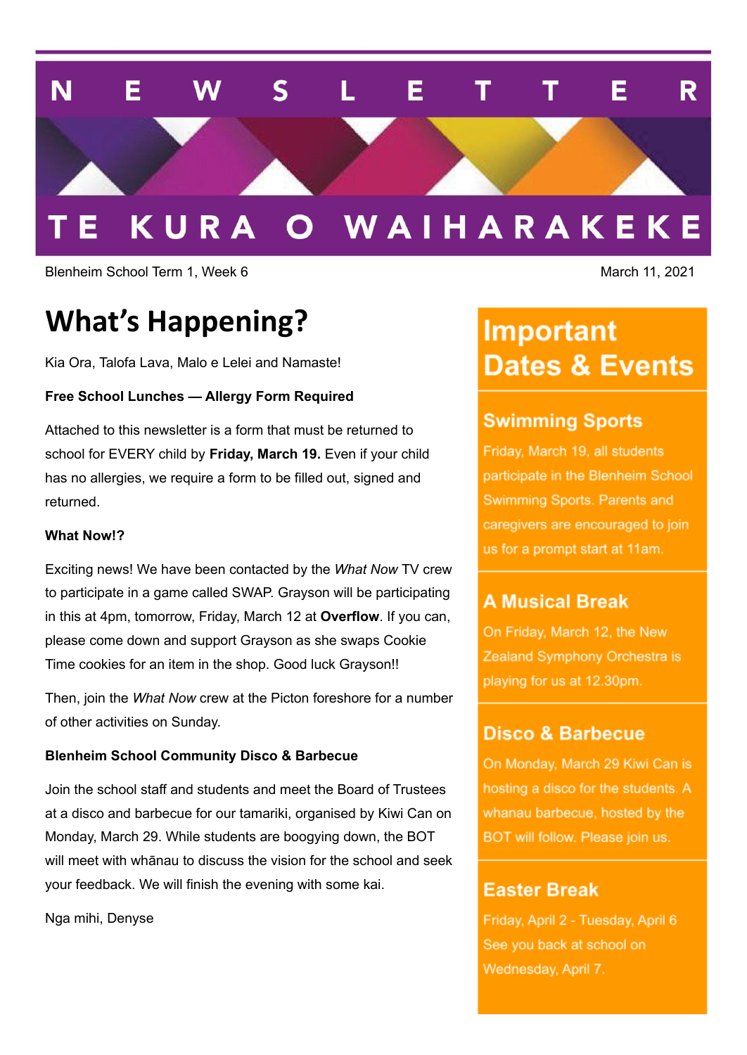# NEWSLETTER

# TE KURA O WAIHARAKEKE

Blenheim School Term 1, Week 6

March 11, 2021

## What's Happening?

Kia Ora, Talofa Lava, Malo e Lelei and Namaste!

**Free School Lunches — Allergy Form Required**

Attached to this newsletter is a form that must be returned to school for EVERY child by **Friday, March 19.** Even if your child has no allergies, we require a form to be filled out, signed and returned.

**What Now!?**

Exciting news! We have been contacted by the *What Now* TV crew to participate in a game called SWAP. Grayson will be participating in this at 4pm, tomorrow, Friday, March 12 at **Overflow**. If you can, please come down and support Grayson as she swaps Cookie Time cookies for an item in the shop. Good luck Grayson!!

Then, join the *What Now* crew at the Picton foreshore for a number of other activities on Sunday.

**Blenheim School Community Disco & Barbecue**

Join the school staff and students and meet the Board of Trustees at a disco and barbecue for our tamariki, organised by Kiwi Can on Monday, March 29. While students are boogying down, the BOT will meet with whānau to discuss the vision for the school and seek your feedback. We will finish the evening with some kai.

Nga mihi, Denyse

## Important Dates & Events

### Swimming Sports

Friday, March 19, all students participate in the Blenheim School Swimming Sports. Parents and caregivers are encouraged to join us for a prompt start at 11am.

### A Musical Break

On Friday, March 12, the New Zealand Symphony Orchestra is playing for us at 12.30pm.

### Disco & Barbecue

On Monday, March 29 Kiwi Can is hosting a disco for the students. A whanau barbecue, hosted by the BOT will follow. Please join us.

### Easter Break

Friday, April 2 - Tuesday, April 6
See you back at school on Wednesday, April 7.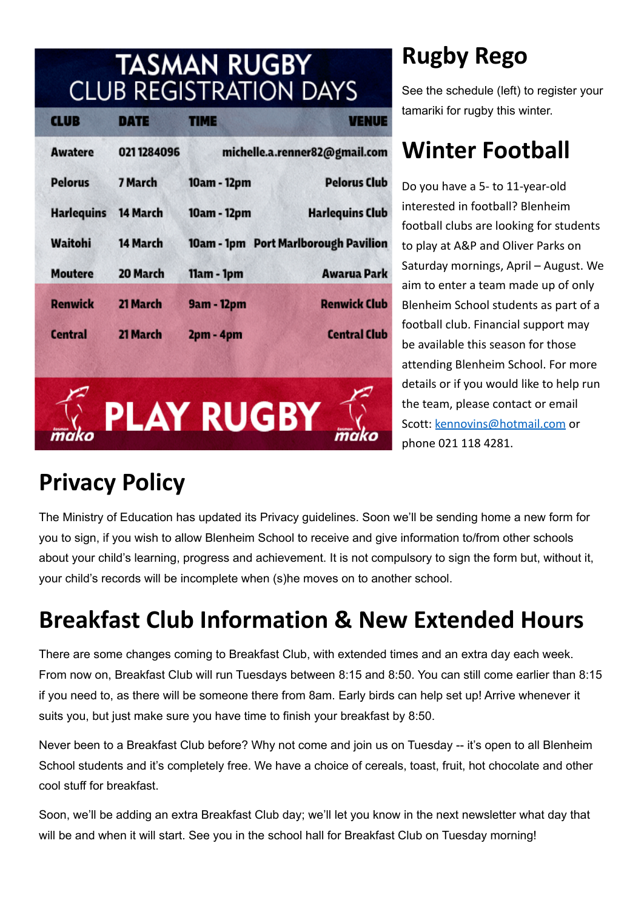## TASMAN RUGBY CLUB REGISTRATION DAYS

| CLUB | DATE | TIME | VENUE |
|---|---|---|---|
| Awatere | 021 1284096 | | michelle.a.renner82@gmail.com |
| Pelorus | 7 March | 10am - 12pm | Pelorus Club |
| Harlequins | 14 March | 10am - 12pm | Harlequins Club |
| Waitohi | 14 March | 10am - 1pm | Port Marlborough Pavilion |
| Moutere | 20 March | 11am - 1pm | Awarua Park |
| Renwick | 21 March | 9am - 12pm | Renwick Club |
| Central | 21 March | 2pm - 4pm | Central Club |

PLAY RUGBY

# Rugby Rego

See the schedule (left) to register your tamariki for rugby this winter.

# Winter Football

Do you have a 5- to 11-year-old interested in football? Blenheim football clubs are looking for students to play at A&P and Oliver Parks on Saturday mornings, April – August. We aim to enter a team made up of only Blenheim School students as part of a football club. Financial support may be available this season for those attending Blenheim School. For more details or if you would like to help run the team, please contact or email Scott: kennovins@hotmail.com or phone 021 118 4281.

# Privacy Policy

The Ministry of Education has updated its Privacy guidelines. Soon we'll be sending home a new form for you to sign, if you wish to allow Blenheim School to receive and give information to/from other schools about your child's learning, progress and achievement. It is not compulsory to sign the form but, without it, your child's records will be incomplete when (s)he moves on to another school.

# Breakfast Club Information & New Extended Hours

There are some changes coming to Breakfast Club, with extended times and an extra day each week. From now on, Breakfast Club will run Tuesdays between 8:15 and 8:50. You can still come earlier than 8:15 if you need to, as there will be someone there from 8am. Early birds can help set up! Arrive whenever it suits you, but just make sure you have time to finish your breakfast by 8:50.

Never been to a Breakfast Club before? Why not come and join us on Tuesday -- it's open to all Blenheim School students and it's completely free. We have a choice of cereals, toast, fruit, hot chocolate and other cool stuff for breakfast.

Soon, we'll be adding an extra Breakfast Club day; we'll let you know in the next newsletter what day that will be and when it will start. See you in the school hall for Breakfast Club on Tuesday morning!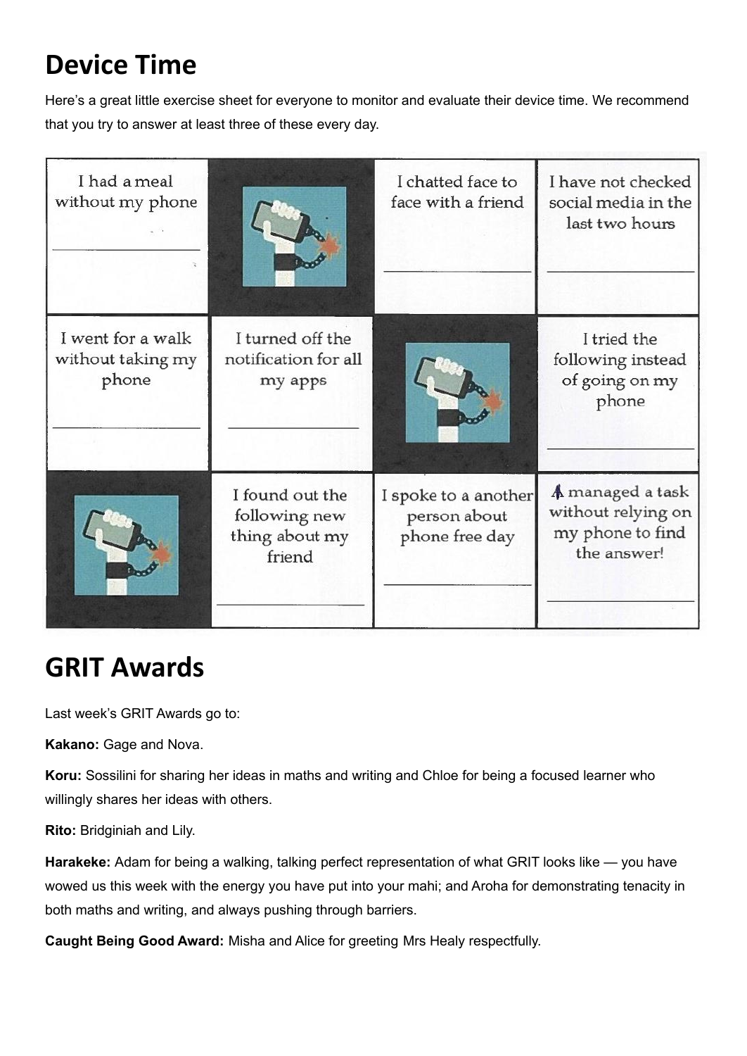# Device Time

Here's a great little exercise sheet for everyone to monitor and evaluate their device time. We recommend that you try to answer at least three of these every day.

| | | | |
|---|---|---|---|
| I had a meal without my phone ___ | | I chatted face to face with a friend ___ | I have not checked social media in the last two hours ___ |
| I went for a walk without taking my phone ___ | I turned off the notification for all my apps ___ | | I tried the following instead of going on my phone ___ |
| | I found out the following new thing about my friend ___ | I spoke to a another person about phone free day ___ | I managed a task without relying on my phone to find the answer! ___ |

# GRIT Awards

Last week's GRIT Awards go to:

**Kakano:** Gage and Nova.

**Koru:** Sossilini for sharing her ideas in maths and writing and Chloe for being a focused learner who willingly shares her ideas with others.

**Rito:** Bridginiah and Lily.

**Harakeke:** Adam for being a walking, talking perfect representation of what GRIT looks like — you have wowed us this week with the energy you have put into your mahi; and Aroha for demonstrating tenacity in both maths and writing, and always pushing through barriers.

**Caught Being Good Award:** Misha and Alice for greeting Mrs Healy respectfully.